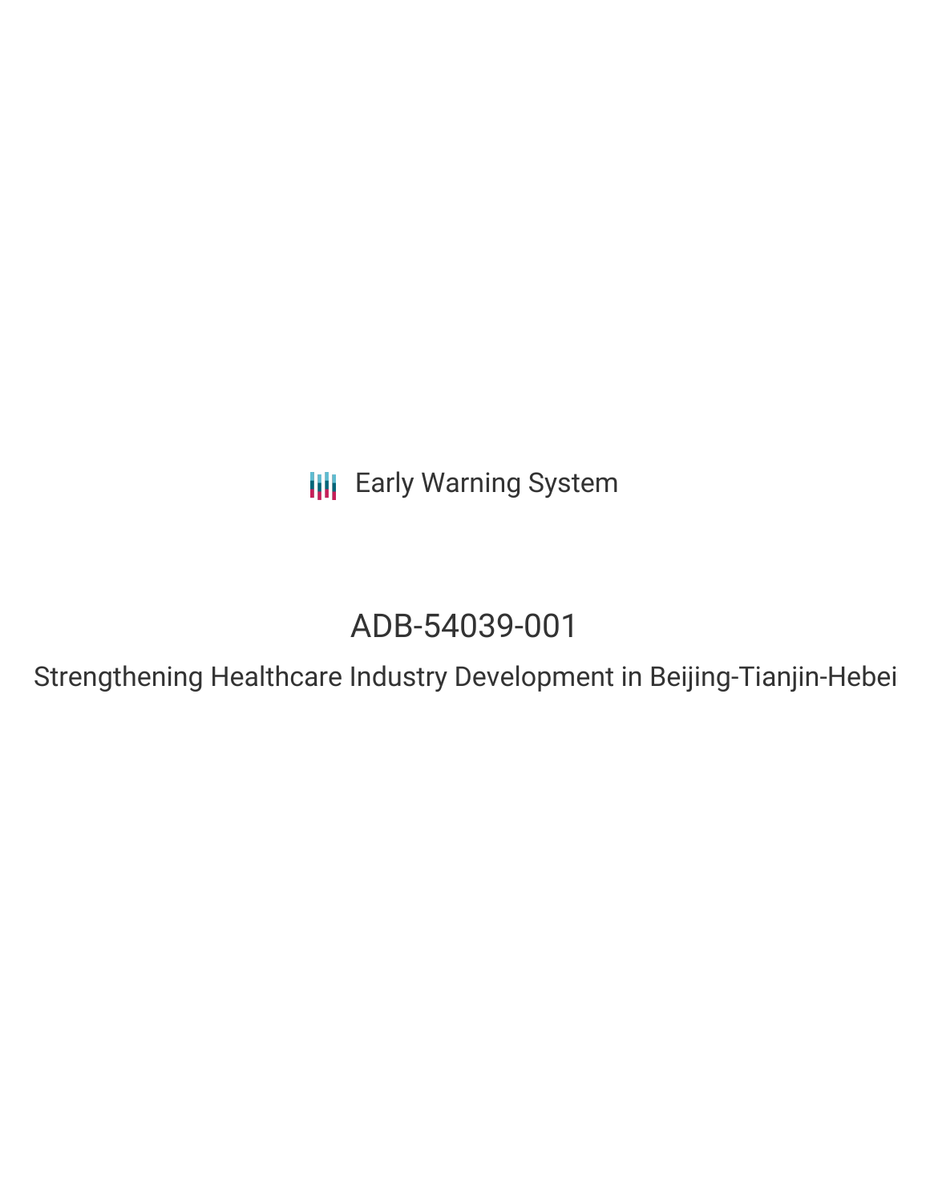Early Warning System

# ADB-54039-001

## Strengthening Healthcare Industry Development in Beijing-Tianjin-Hebei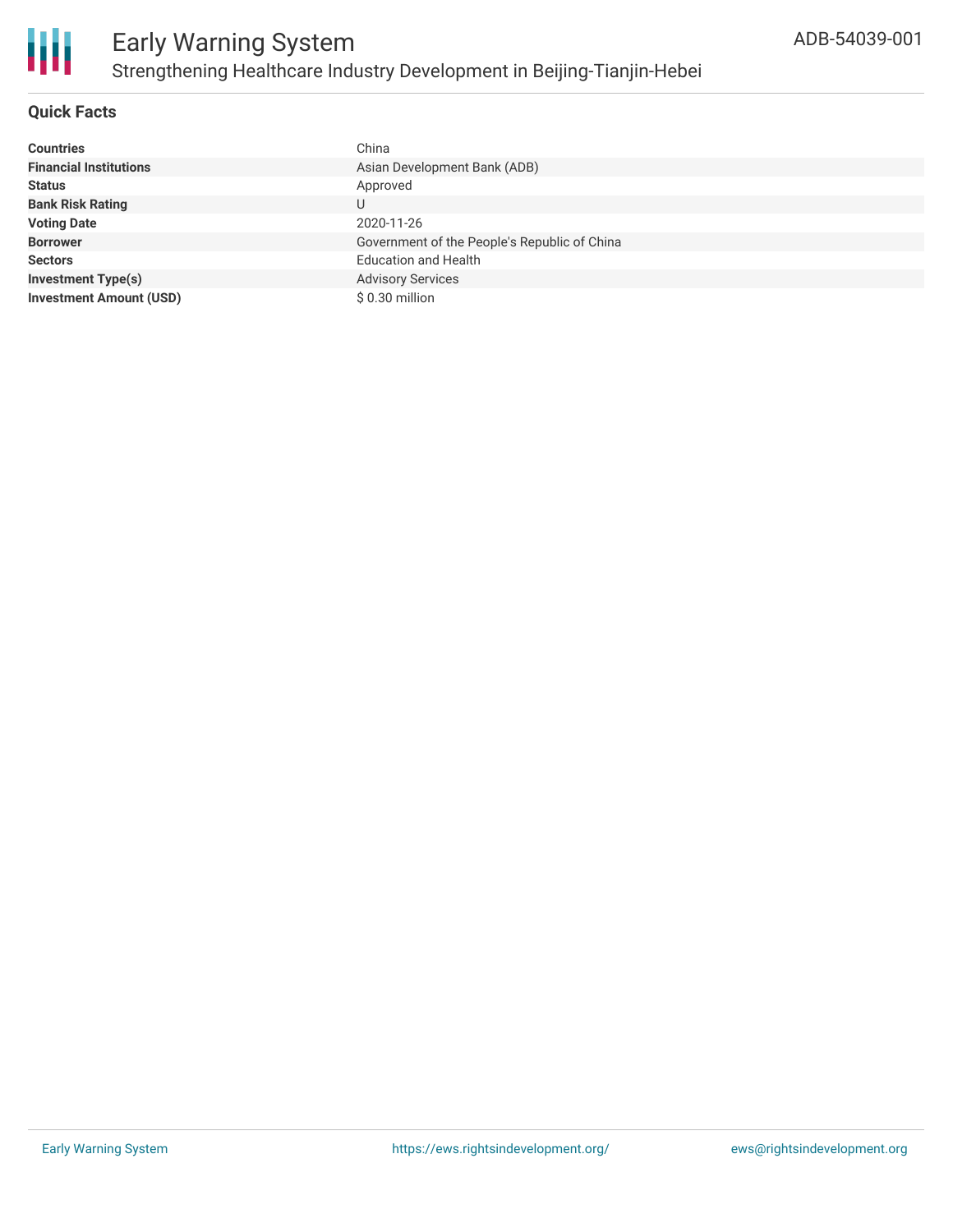# Early Warning System

## Strengthening Healthcare Industry Development in Beijing-Tianjin-Hebei

ADB-54039-001

### Quick Facts

| | |
|---|---|
| **Countries** | China |
| **Financial Institutions** | Asian Development Bank (ADB) |
| **Status** | Approved |
| **Bank Risk Rating** | U |
| **Voting Date** | 2020-11-26 |
| **Borrower** | Government of the People's Republic of China |
| **Sectors** | Education and Health |
| **Investment Type(s)** | Advisory Services |
| **Investment Amount (USD)** | $ 0.30 million |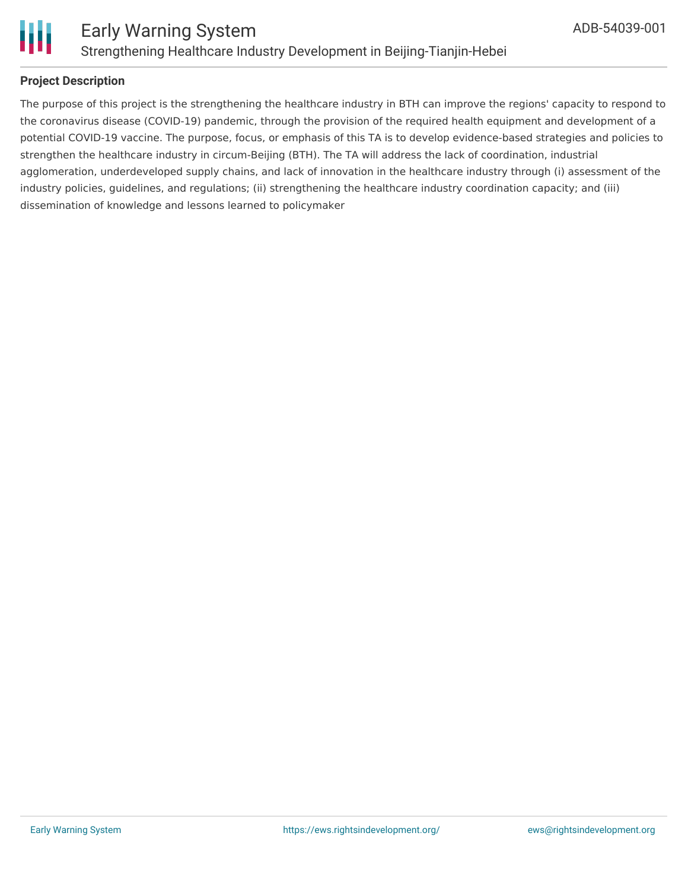## Project Description

The purpose of this project is the strengthening the healthcare industry in BTH can improve the regions' capacity to respond to the coronavirus disease (COVID-19) pandemic, through the provision of the required health equipment and development of a potential COVID-19 vaccine. The purpose, focus, or emphasis of this TA is to develop evidence-based strategies and policies to strengthen the healthcare industry in circum-Beijing (BTH). The TA will address the lack of coordination, industrial agglomeration, underdeveloped supply chains, and lack of innovation in the healthcare industry through (i) assessment of the industry policies, guidelines, and regulations; (ii) strengthening the healthcare industry coordination capacity; and (iii) dissemination of knowledge and lessons learned to policymaker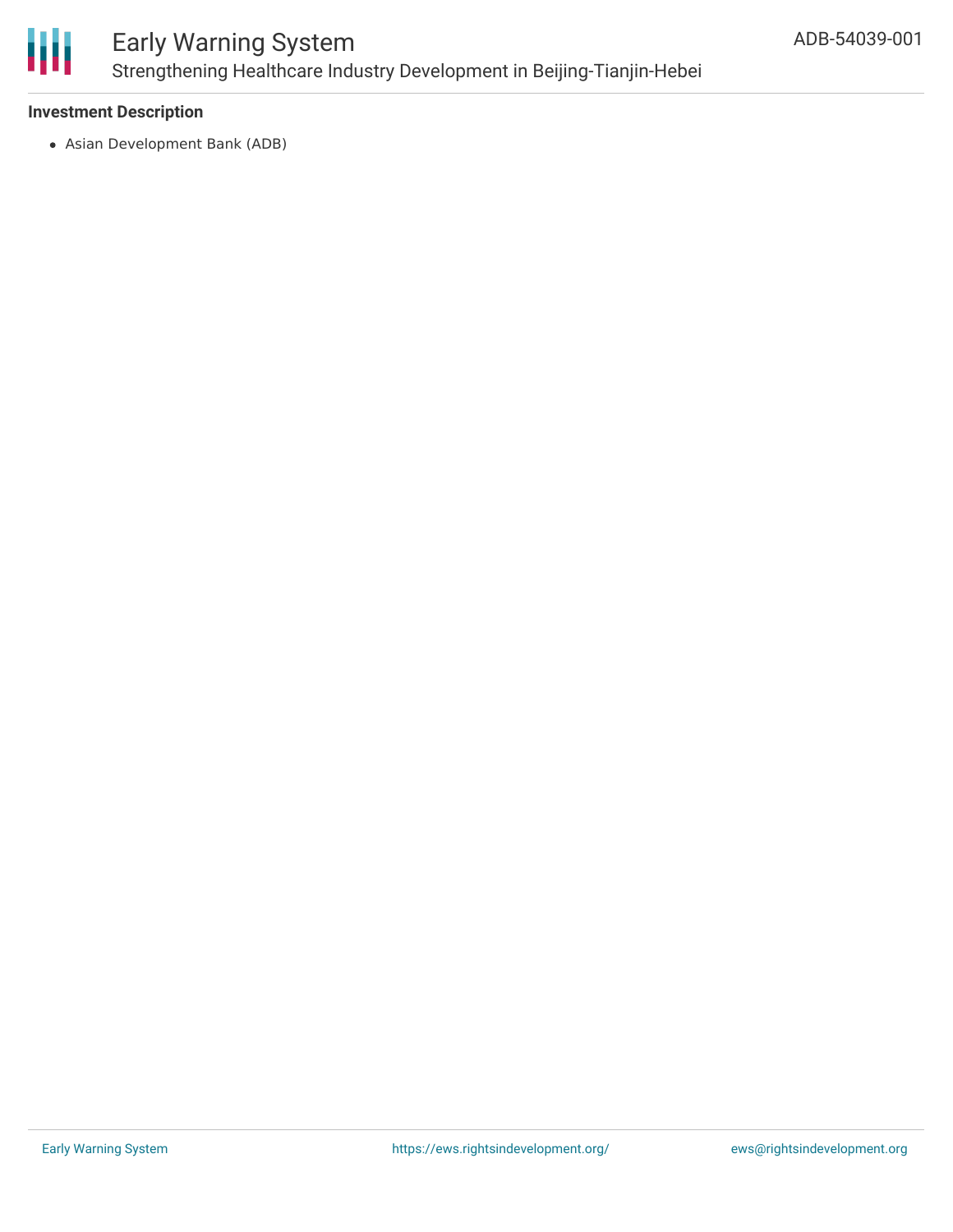### Investment Description

- Asian Development Bank (ADB)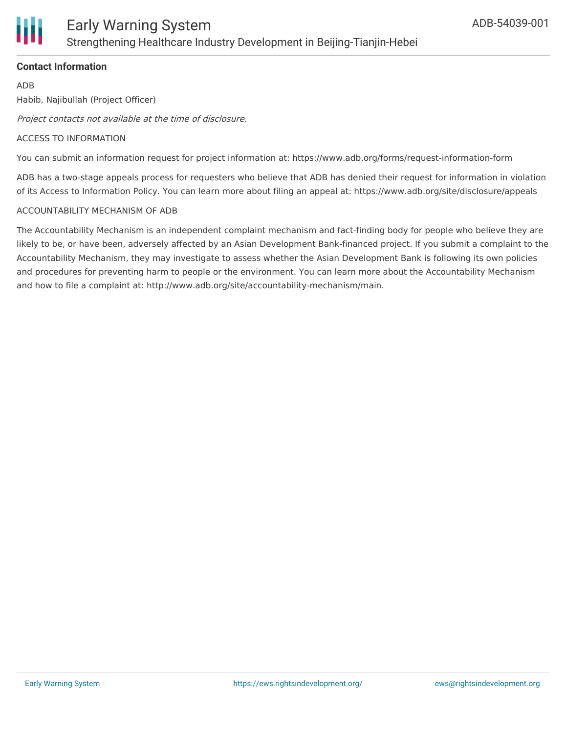**Contact Information**

ADB

Habib, Najibullah (Project Officer)

*Project contacts not available at the time of disclosure.*

ACCESS TO INFORMATION

You can submit an information request for project information at: https://www.adb.org/forms/request-information-form

ADB has a two-stage appeals process for requesters who believe that ADB has denied their request for information in violation of its Access to Information Policy. You can learn more about filing an appeal at: https://www.adb.org/site/disclosure/appeals

ACCOUNTABILITY MECHANISM OF ADB

The Accountability Mechanism is an independent complaint mechanism and fact-finding body for people who believe they are likely to be, or have been, adversely affected by an Asian Development Bank-financed project. If you submit a complaint to the Accountability Mechanism, they may investigate to assess whether the Asian Development Bank is following its own policies and procedures for preventing harm to people or the environment. You can learn more about the Accountability Mechanism and how to file a complaint at: http://www.adb.org/site/accountability-mechanism/main.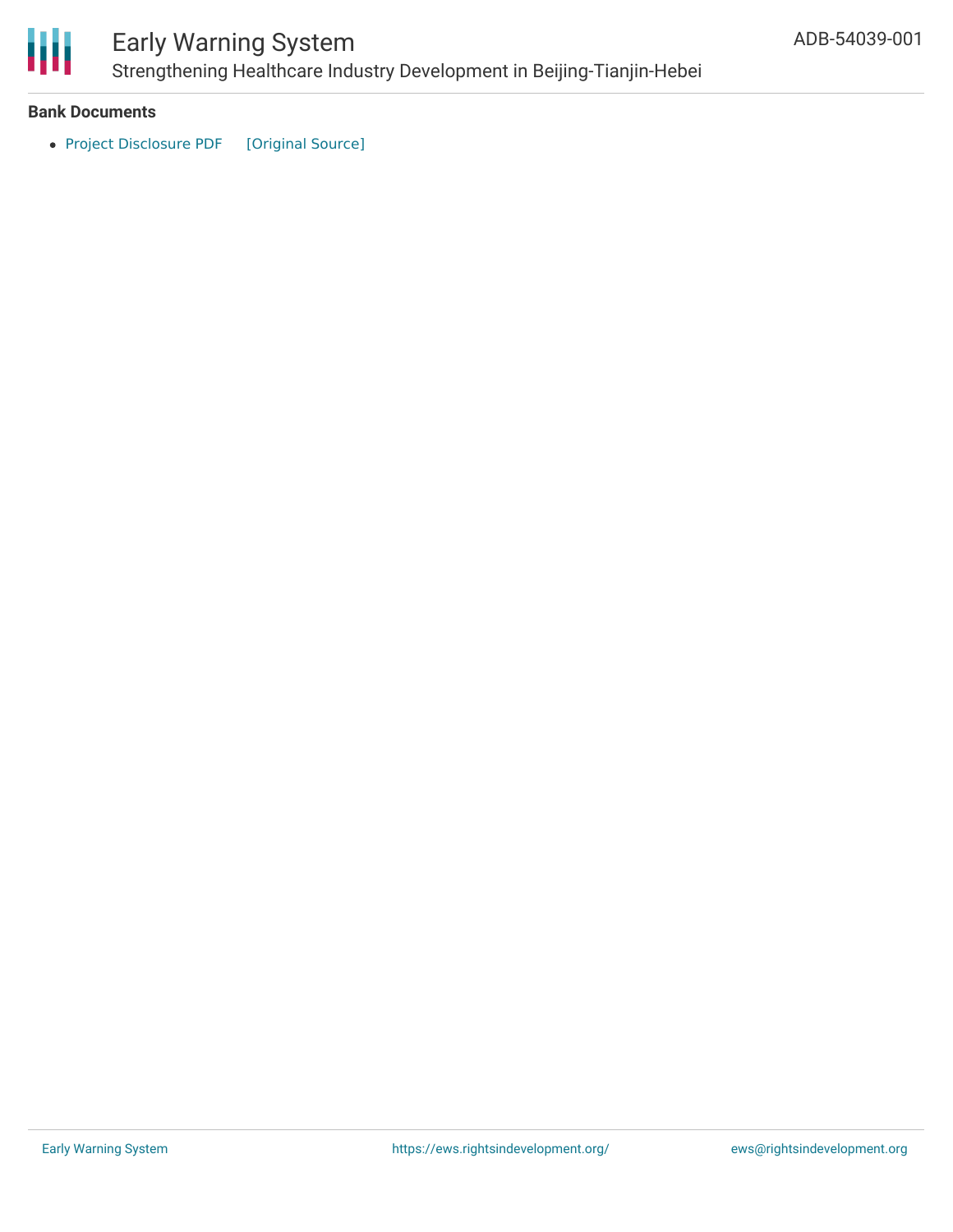**Bank Documents**

- Project Disclosure PDF [Original Source]